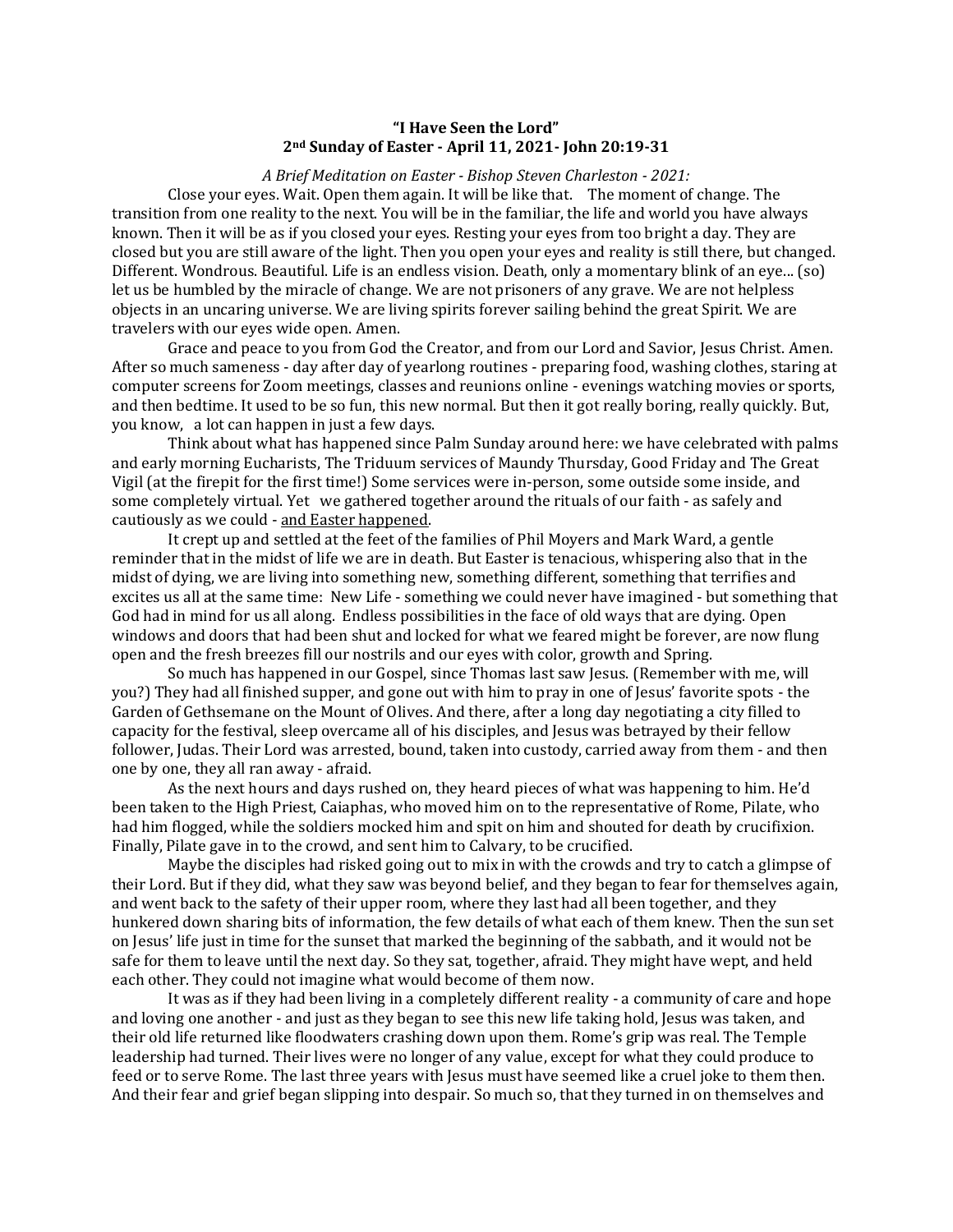**"I Have Seen the Lord"**
**2nd Sunday of Easter - April 11, 2021- John 20:19-31**

*A Brief Meditation on Easter - Bishop Steven Charleston - 2021:*

Close your eyes. Wait. Open them again. It will be like that. The moment of change. The transition from one reality to the next. You will be in the familiar, the life and world you have always known. Then it will be as if you closed your eyes. Resting your eyes from too bright a day. They are closed but you are still aware of the light. Then you open your eyes and reality is still there, but changed. Different. Wondrous. Beautiful. Life is an endless vision. Death, only a momentary blink of an eye… (so) let us be humbled by the miracle of change. We are not prisoners of any grave. We are not helpless objects in an uncaring universe. We are living spirits forever sailing behind the great Spirit. We are travelers with our eyes wide open. Amen.

Grace and peace to you from God the Creator, and from our Lord and Savior, Jesus Christ. Amen. After so much sameness - day after day of yearlong routines - preparing food, washing clothes, staring at computer screens for Zoom meetings, classes and reunions online - evenings watching movies or sports, and then bedtime. It used to be so fun, this new normal. But then it got really boring, really quickly. But, you know, a lot can happen in just a few days.

Think about what has happened since Palm Sunday around here: we have celebrated with palms and early morning Eucharists, The Triduum services of Maundy Thursday, Good Friday and The Great Vigil (at the firepit for the first time!) Some services were in-person, some outside some inside, and some completely virtual. Yet we gathered together around the rituals of our faith - as safely and cautiously as we could - <u>and Easter happened</u>.

It crept up and settled at the feet of the families of Phil Moyers and Mark Ward, a gentle reminder that in the midst of life we are in death. But Easter is tenacious, whispering also that in the midst of dying, we are living into something new, something different, something that terrifies and excites us all at the same time: New Life - something we could never have imagined - but something that God had in mind for us all along. Endless possibilities in the face of old ways that are dying. Open windows and doors that had been shut and locked for what we feared might be forever, are now flung open and the fresh breezes fill our nostrils and our eyes with color, growth and Spring.

So much has happened in our Gospel, since Thomas last saw Jesus. (Remember with me, will you?) They had all finished supper, and gone out with him to pray in one of Jesus' favorite spots - the Garden of Gethsemane on the Mount of Olives. And there, after a long day negotiating a city filled to capacity for the festival, sleep overcame all of his disciples, and Jesus was betrayed by their fellow follower, Judas. Their Lord was arrested, bound, taken into custody, carried away from them - and then one by one, they all ran away - afraid.

As the next hours and days rushed on, they heard pieces of what was happening to him. He'd been taken to the High Priest, Caiaphas, who moved him on to the representative of Rome, Pilate, who had him flogged, while the soldiers mocked him and spit on him and shouted for death by crucifixion. Finally, Pilate gave in to the crowd, and sent him to Calvary, to be crucified.

Maybe the disciples had risked going out to mix in with the crowds and try to catch a glimpse of their Lord. But if they did, what they saw was beyond belief, and they began to fear for themselves again, and went back to the safety of their upper room, where they last had all been together, and they hunkered down sharing bits of information, the few details of what each of them knew. Then the sun set on Jesus' life just in time for the sunset that marked the beginning of the sabbath, and it would not be safe for them to leave until the next day. So they sat, together, afraid. They might have wept, and held each other. They could not imagine what would become of them now.

It was as if they had been living in a completely different reality - a community of care and hope and loving one another - and just as they began to see this new life taking hold, Jesus was taken, and their old life returned like floodwaters crashing down upon them. Rome's grip was real. The Temple leadership had turned. Their lives were no longer of any value, except for what they could produce to feed or to serve Rome. The last three years with Jesus must have seemed like a cruel joke to them then. And their fear and grief began slipping into despair. So much so, that they turned in on themselves and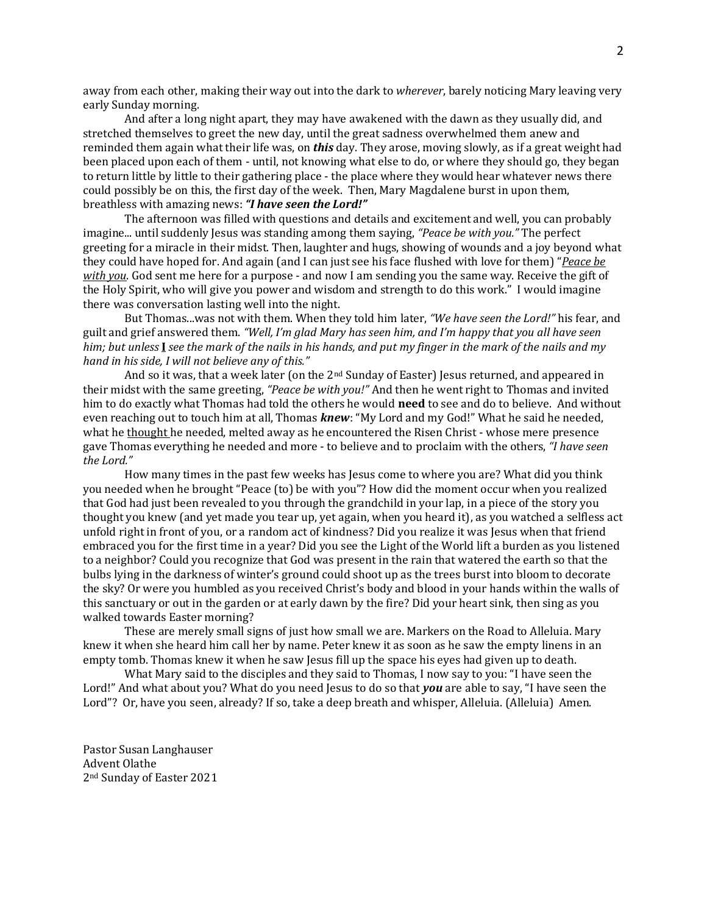away from each other, making their way out into the dark to *wherever*, barely noticing Mary leaving very early Sunday morning.

And after a long night apart, they may have awakened with the dawn as they usually did, and stretched themselves to greet the new day, until the great sadness overwhelmed them anew and reminded them again what their life was, on ***this*** day. They arose, moving slowly, as if a great weight had been placed upon each of them - until, not knowing what else to do, or where they should go, they began to return little by little to their gathering place - the place where they would hear whatever news there could possibly be on this, the first day of the week. Then, Mary Magdalene burst in upon them, breathless with amazing news: ***"I have seen the Lord!"***

The afternoon was filled with questions and details and excitement and well, you can probably imagine... until suddenly Jesus was standing among them saying, *"Peace be with you."* The perfect greeting for a miracle in their midst. Then, laughter and hugs, showing of wounds and a joy beyond what they could have hoped for. And again (and I can just see his face flushed with love for them) "*Peace be with you*. God sent me here for a purpose - and now I am sending you the same way. Receive the gift of the Holy Spirit, who will give you power and wisdom and strength to do this work." I would imagine there was conversation lasting well into the night.

But Thomas...was not with them. When they told him later, *"We have seen the Lord!"* his fear, and guilt and grief answered them. *"Well, I'm glad Mary has seen him, and I'm happy that you all have seen him; but unless* ***I*** *see the mark of the nails in his hands, and put my finger in the mark of the nails and my hand in his side, I will not believe any of this."*

And so it was, that a week later (on the 2nd Sunday of Easter) Jesus returned, and appeared in their midst with the same greeting, *"Peace be with you!"* And then he went right to Thomas and invited him to do exactly what Thomas had told the others he would **need** to see and do to believe. And without even reaching out to touch him at all, Thomas ***knew***: "My Lord and my God!" What he said he needed, what he thought he needed, melted away as he encountered the Risen Christ - whose mere presence gave Thomas everything he needed and more - to believe and to proclaim with the others, *"I have seen the Lord."*

How many times in the past few weeks has Jesus come to where you are? What did you think you needed when he brought "Peace (to) be with you"? How did the moment occur when you realized that God had just been revealed to you through the grandchild in your lap, in a piece of the story you thought you knew (and yet made you tear up, yet again, when you heard it), as you watched a selfless act unfold right in front of you, or a random act of kindness? Did you realize it was Jesus when that friend embraced you for the first time in a year? Did you see the Light of the World lift a burden as you listened to a neighbor? Could you recognize that God was present in the rain that watered the earth so that the bulbs lying in the darkness of winter's ground could shoot up as the trees burst into bloom to decorate the sky? Or were you humbled as you received Christ's body and blood in your hands within the walls of this sanctuary or out in the garden or at early dawn by the fire? Did your heart sink, then sing as you walked towards Easter morning?

These are merely small signs of just how small we are. Markers on the Road to Alleluia. Mary knew it when she heard him call her by name. Peter knew it as soon as he saw the empty linens in an empty tomb. Thomas knew it when he saw Jesus fill up the space his eyes had given up to death.

What Mary said to the disciples and they said to Thomas, I now say to you: "I have seen the Lord!" And what about you? What do you need Jesus to do so that ***you*** are able to say, "I have seen the Lord"? Or, have you seen, already? If so, take a deep breath and whisper, Alleluia. (Alleluia) Amen.

Pastor Susan Langhauser
Advent Olathe
2nd Sunday of Easter 2021